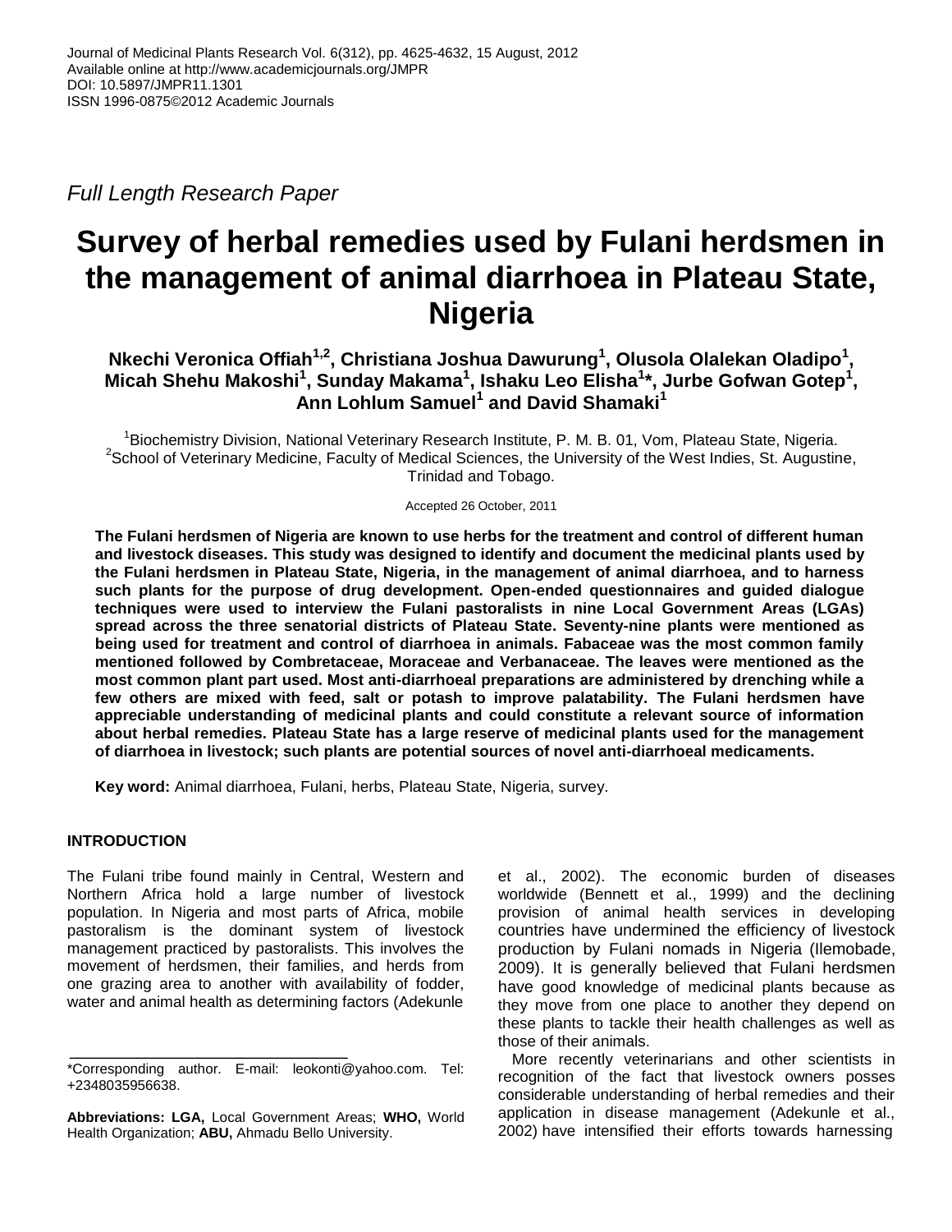Journal of Medicinal Plants Research Vol. 6(312), pp. 4625-4632, 15 August, 2012
Available online at http://www.academicjournals.org/JMPR
DOI: 10.5897/JMPR11.1301
ISSN 1996-0875©2012 Academic Journals

*Full Length Research Paper*

# Survey of herbal remedies used by Fulani herdsmen in the management of animal diarrhoea in Plateau State, Nigeria

**Nkechi Veronica Offiah[1,2], Christiana Joshua Dawurung[1], Olusola Olalekan Oladipo[1], Micah Shehu Makoshi[1], Sunday Makama[1], Ishaku Leo Elisha[1]*, Jurbe Gofwan Gotep[1], Ann Lohlum Samuel[1] and David Shamaki[1]**

[1]Biochemistry Division, National Veterinary Research Institute, P. M. B. 01, Vom, Plateau State, Nigeria.
[2]School of Veterinary Medicine, Faculty of Medical Sciences, the University of the West Indies, St. Augustine, Trinidad and Tobago.

Accepted 26 October, 2011

**The Fulani herdsmen of Nigeria are known to use herbs for the treatment and control of different human and livestock diseases. This study was designed to identify and document the medicinal plants used by the Fulani herdsmen in Plateau State, Nigeria, in the management of animal diarrhoea, and to harness such plants for the purpose of drug development. Open-ended questionnaires and guided dialogue techniques were used to interview the Fulani pastoralists in nine Local Government Areas (LGAs) spread across the three senatorial districts of Plateau State. Seventy-nine plants were mentioned as being used for treatment and control of diarrhoea in animals. Fabaceae was the most common family mentioned followed by Combretaceae, Moraceae and Verbanaceae. The leaves were mentioned as the most common plant part used. Most anti-diarrhoeal preparations are administered by drenching while a few others are mixed with feed, salt or potash to improve palatability. The Fulani herdsmen have appreciable understanding of medicinal plants and could constitute a relevant source of information about herbal remedies. Plateau State has a large reserve of medicinal plants used for the management of diarrhoea in livestock; such plants are potential sources of novel anti-diarrhoeal medicaments.**

**Key word:** Animal diarrhoea, Fulani, herbs, Plateau State, Nigeria, survey.

## INTRODUCTION

The Fulani tribe found mainly in Central, Western and Northern Africa hold a large number of livestock population. In Nigeria and most parts of Africa, mobile pastoralism is the dominant system of livestock management practiced by pastoralists. This involves the movement of herdsmen, their families, and herds from one grazing area to another with availability of fodder, water and animal health as determining factors (Adekunle et al., 2002). The economic burden of diseases worldwide (Bennett et al., 1999) and the declining provision of animal health services in developing countries have undermined the efficiency of livestock production by Fulani nomads in Nigeria (Ilemobade, 2009). It is generally believed that Fulani herdsmen have good knowledge of medicinal plants because as they move from one place to another they depend on these plants to tackle their health challenges as well as those of their animals.

More recently veterinarians and other scientists in recognition of the fact that livestock owners posses considerable understanding of herbal remedies and their application in disease management (Adekunle et al., 2002) have intensified their efforts towards harnessing

*Corresponding author. E-mail: leokonti@yahoo.com. Tel: +2348035956638.

**Abbreviations: LGA,** Local Government Areas; **WHO,** World Health Organization; **ABU,** Ahmadu Bello University.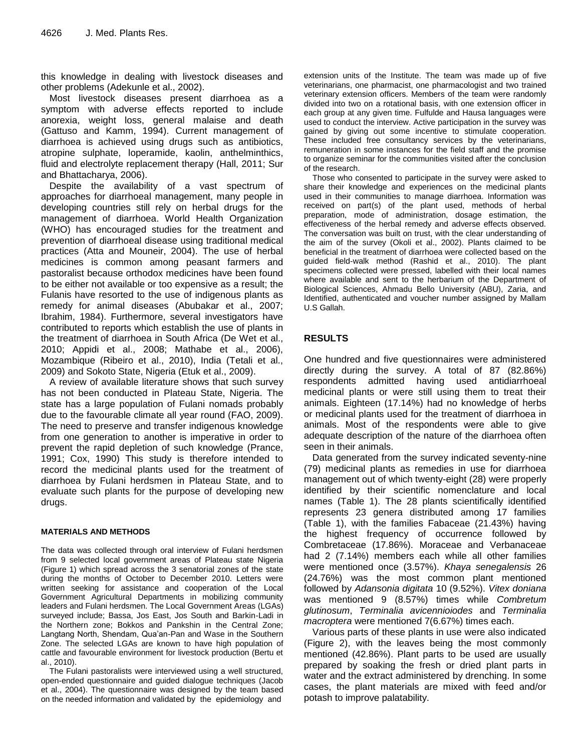this knowledge in dealing with livestock diseases and other problems (Adekunle et al., 2002).

Most livestock diseases present diarrhoea as a symptom with adverse effects reported to include anorexia, weight loss, general malaise and death (Gattuso and Kamm, 1994). Current management of diarrhoea is achieved using drugs such as antibiotics, atropine sulphate, loperamide, kaolin, anthelminthics, fluid and electrolyte replacement therapy (Hall, 2011; Sur and Bhattacharya, 2006).

Despite the availability of a vast spectrum of approaches for diarrhoeal management, many people in developing countries still rely on herbal drugs for the management of diarrhoea. World Health Organization (WHO) has encouraged studies for the treatment and prevention of diarrhoeal disease using traditional medical practices (Atta and Mouneir, 2004). The use of herbal medicines is common among peasant farmers and pastoralist because orthodox medicines have been found to be either not available or too expensive as a result; the Fulanis have resorted to the use of indigenous plants as remedy for animal diseases (Abubakar et al., 2007; Ibrahim, 1984). Furthermore, several investigators have contributed to reports which establish the use of plants in the treatment of diarrhoea in South Africa (De Wet et al., 2010; Appidi et al., 2008; Mathabe et al., 2006), Mozambique (Ribeiro et al., 2010), India (Tetali et al., 2009) and Sokoto State, Nigeria (Etuk et al., 2009).

A review of available literature shows that such survey has not been conducted in Plateau State, Nigeria. The state has a large population of Fulani nomads probably due to the favourable climate all year round (FAO, 2009). The need to preserve and transfer indigenous knowledge from one generation to another is imperative in order to prevent the rapid depletion of such knowledge (Prance, 1991; Cox, 1990) This study is therefore intended to record the medicinal plants used for the treatment of diarrhoea by Fulani herdsmen in Plateau State, and to evaluate such plants for the purpose of developing new drugs.

## MATERIALS AND METHODS

The data was collected through oral interview of Fulani herdsmen from 9 selected local government areas of Plateau state Nigeria (Figure 1) which spread across the 3 senatorial zones of the state during the months of October to December 2010. Letters were written seeking for assistance and cooperation of the Local Government Agricultural Departments in mobilizing community leaders and Fulani herdsmen. The Local Government Areas (LGAs) surveyed include; Bassa, Jos East, Jos South and Barkin-Ladi in the Northern zone; Bokkos and Pankshin in the Central Zone; Langtang North, Shendam, Qua'an-Pan and Wase in the Southern Zone. The selected LGAs are known to have high population of cattle and favourable environment for livestock production (Bertu et al., 2010).

The Fulani pastoralists were interviewed using a well structured, open-ended questionnaire and guided dialogue techniques (Jacob et al., 2004). The questionnaire was designed by the team based on the needed information and validated by the epidemiology and extension units of the Institute. The team was made up of five veterinarians, one pharmacist, one pharmacologist and two trained veterinary extension officers. Members of the team were randomly divided into two on a rotational basis, with one extension officer in each group at any given time. Fulfulde and Hausa languages were used to conduct the interview. Active participation in the survey was gained by giving out some incentive to stimulate cooperation. These included free consultancy services by the veterinarians, remuneration in some instances for the field staff and the promise to organize seminar for the communities visited after the conclusion of the research.

Those who consented to participate in the survey were asked to share their knowledge and experiences on the medicinal plants used in their communities to manage diarrhoea. Information was received on part(s) of the plant used, methods of herbal preparation, mode of administration, dosage estimation, the effectiveness of the herbal remedy and adverse effects observed. The conversation was built on trust, with the clear understanding of the aim of the survey (Okoli et al., 2002). Plants claimed to be beneficial in the treatment of diarrhoea were collected based on the guided field-walk method (Rashid et al., 2010). The plant specimens collected were pressed, labelled with their local names where available and sent to the herbarium of the Department of Biological Sciences, Ahmadu Bello University (ABU), Zaria, and Identified, authenticated and voucher number assigned by Mallam U.S Gallah.

## RESULTS

One hundred and five questionnaires were administered directly during the survey. A total of 87 (82.86%) respondents admitted having used antidiarrhoeal medicinal plants or were still using them to treat their animals. Eighteen (17.14%) had no knowledge of herbs or medicinal plants used for the treatment of diarrhoea in animals. Most of the respondents were able to give adequate description of the nature of the diarrhoea often seen in their animals.

Data generated from the survey indicated seventy-nine (79) medicinal plants as remedies in use for diarrhoea management out of which twenty-eight (28) were properly identified by their scientific nomenclature and local names (Table 1). The 28 plants scientifically identified represents 23 genera distributed among 17 families (Table 1), with the families Fabaceae (21.43%) having the highest frequency of occurrence followed by Combretaceae (17.86%). Moraceae and Verbanaceae had 2 (7.14%) members each while all other families were mentioned once (3.57%). *Khaya senegalensis* 26 (24.76%) was the most common plant mentioned followed by *Adansonia digitata* 10 (9.52%). *Vitex doniana* was mentioned 9 (8.57%) times while *Combretum glutinosum*, *Terminalia avicennioiodes* and *Terminalia macroptera* were mentioned 7(6.67%) times each.

Various parts of these plants in use were also indicated (Figure 2), with the leaves being the most commonly mentioned (42.86%). Plant parts to be used are usually prepared by soaking the fresh or dried plant parts in water and the extract administered by drenching. In some cases, the plant materials are mixed with feed and/or potash to improve palatability.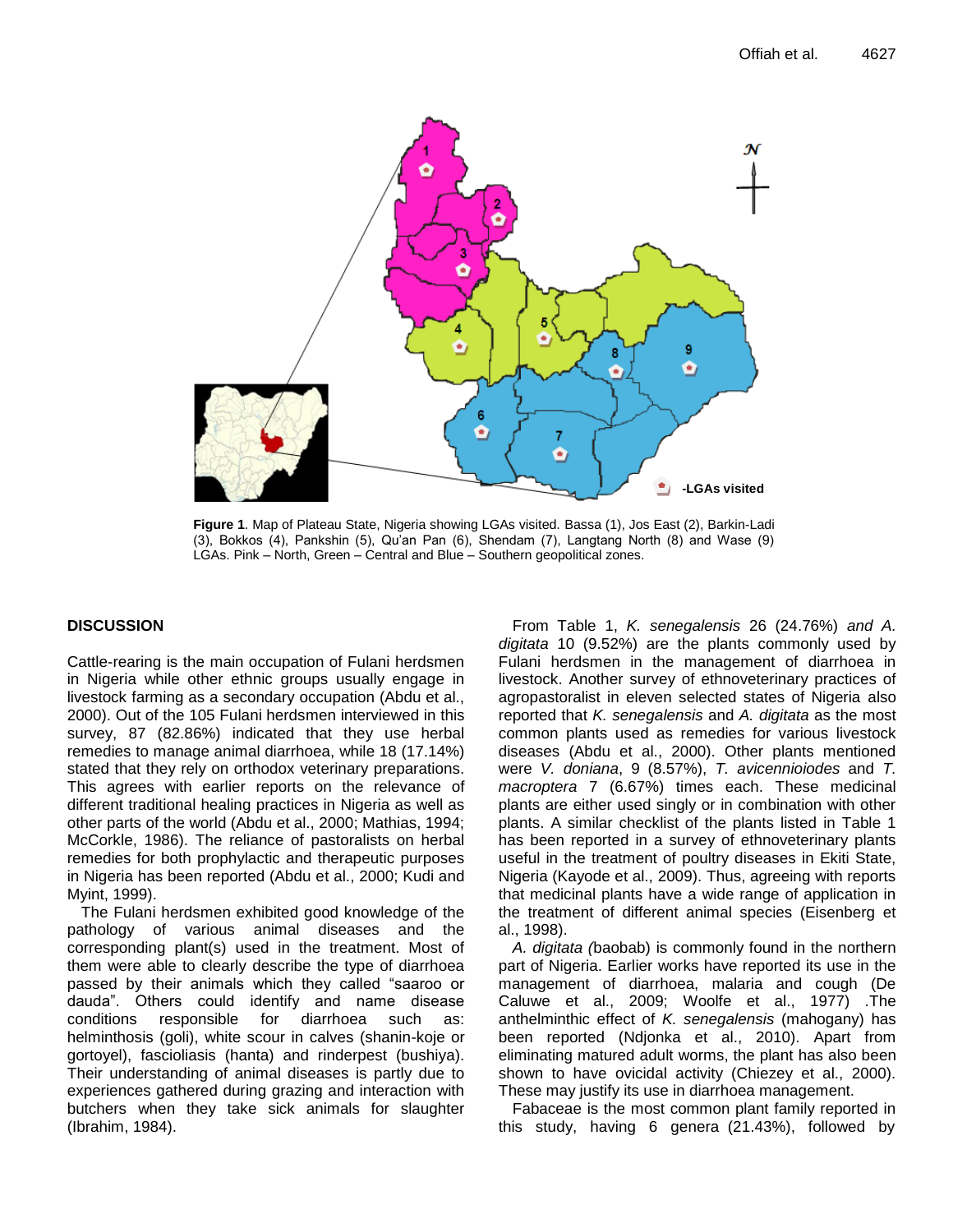**Figure 1**. Map of Plateau State, Nigeria showing LGAs visited. Bassa (1), Jos East (2), Barkin-Ladi (3), Bokkos (4), Pankshin (5), Qu'an Pan (6), Shendam (7), Langtang North (8) and Wase (9) LGAs. Pink – North, Green – Central and Blue – Southern geopolitical zones.

## DISCUSSION

Cattle-rearing is the main occupation of Fulani herdsmen in Nigeria while other ethnic groups usually engage in livestock farming as a secondary occupation (Abdu et al., 2000). Out of the 105 Fulani herdsmen interviewed in this survey, 87 (82.86%) indicated that they use herbal remedies to manage animal diarrhoea, while 18 (17.14%) stated that they rely on orthodox veterinary preparations. This agrees with earlier reports on the relevance of different traditional healing practices in Nigeria as well as other parts of the world (Abdu et al., 2000; Mathias, 1994; McCorkle, 1986). The reliance of pastoralists on herbal remedies for both prophylactic and therapeutic purposes in Nigeria has been reported (Abdu et al., 2000; Kudi and Myint, 1999).

The Fulani herdsmen exhibited good knowledge of the pathology of various animal diseases and the corresponding plant(s) used in the treatment. Most of them were able to clearly describe the type of diarrhoea passed by their animals which they called "saaroo or dauda". Others could identify and name disease conditions responsible for diarrhoea such as: helminthosis (goli), white scour in calves (shanin-koje or gortoyel), fascioliasis (hanta) and rinderpest (bushiya). Their understanding of animal diseases is partly due to experiences gathered during grazing and interaction with butchers when they take sick animals for slaughter (Ibrahim, 1984).

From Table 1, *K. senegalensis* 26 (24.76%) *and A. digitata* 10 (9.52%) are the plants commonly used by Fulani herdsmen in the management of diarrhoea in livestock. Another survey of ethnoveterinary practices of agropastoralist in eleven selected states of Nigeria also reported that *K. senegalensis* and *A. digitata* as the most common plants used as remedies for various livestock diseases (Abdu et al., 2000). Other plants mentioned were *V. doniana*, 9 (8.57%), *T. avicennioiodes* and *T. macroptera* 7 (6.67%) times each. These medicinal plants are either used singly or in combination with other plants. A similar checklist of the plants listed in Table 1 has been reported in a survey of ethnoveterinary plants useful in the treatment of poultry diseases in Ekiti State, Nigeria (Kayode et al., 2009). Thus, agreeing with reports that medicinal plants have a wide range of application in the treatment of different animal species (Eisenberg et al., 1998).

*A. digitata (*baobab) is commonly found in the northern part of Nigeria. Earlier works have reported its use in the management of diarrhoea, malaria and cough (De Caluwe et al., 2009; Woolfe et al., 1977) .The anthelminthic effect of *K. senegalensis* (mahogany) has been reported (Ndjonka et al., 2010). Apart from eliminating matured adult worms, the plant has also been shown to have ovicidal activity (Chiezey et al., 2000). These may justify its use in diarrhoea management.

Fabaceae is the most common plant family reported in this study, having 6 genera (21.43%), followed by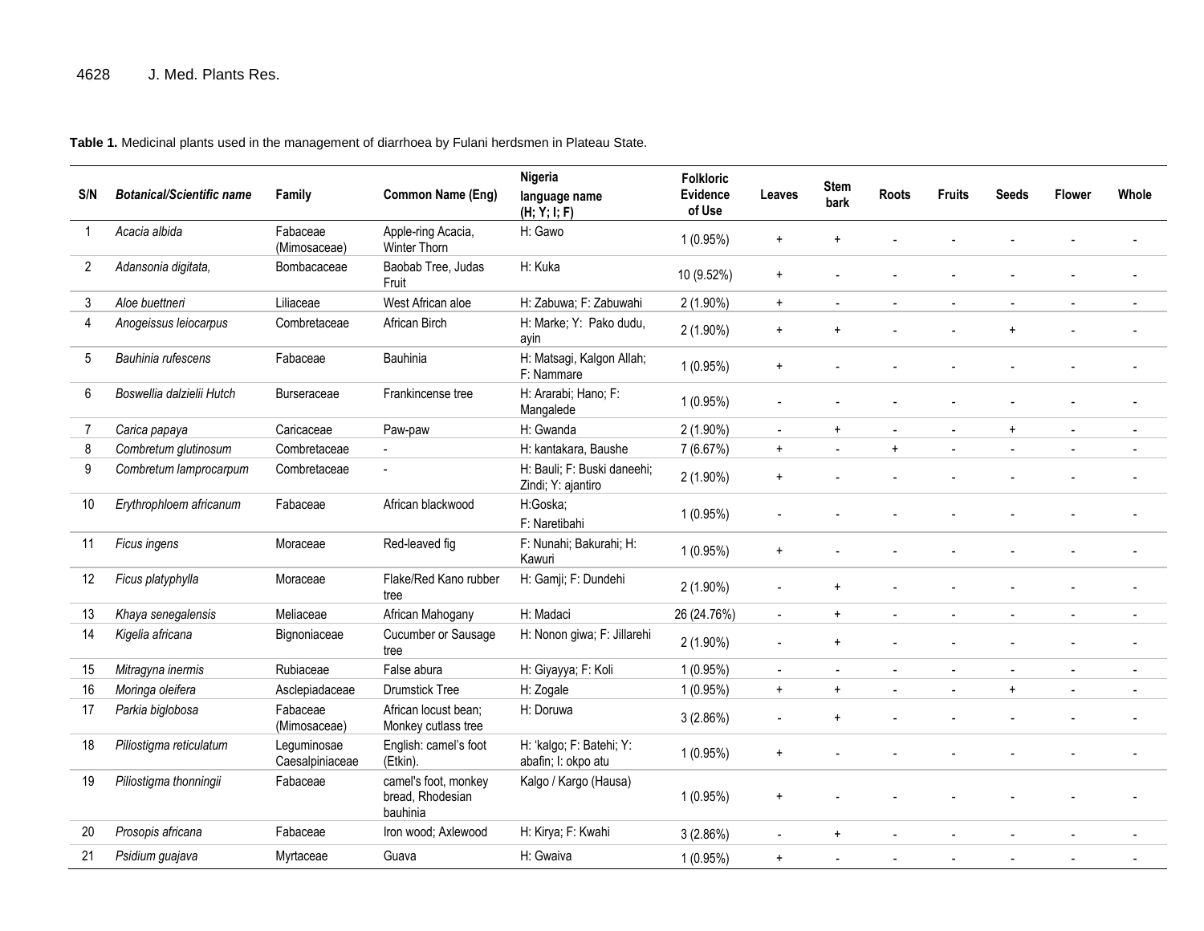**Table 1.** Medicinal plants used in the management of diarrhoea by Fulani herdsmen in Plateau State.

| S/N | *Botanical/Scientific name* | Family | Common Name (Eng) | Nigeria language name (H; Y; I; F) | Folkloric Evidence of Use | Leaves | Stem bark | Roots | Fruits | Seeds | Flower | Whole |
|---|---|---|---|---|---|---|---|---|---|---|---|---|
| 1 | *Acacia albida* | Fabaceae (Mimosaceae) | Apple-ring Acacia, Winter Thorn | H: Gawo | 1 (0.95%) | + | + | - | - | - | - | - |
| 2 | *Adansonia digitata,* | Bombacaceae | Baobab Tree, Judas Fruit | H: Kuka | 10 (9.52%) | + | - | - | - | - | - | - |
| 3 | *Aloe buettneri* | Liliaceae | West African aloe | H: Zabuwa; F: Zabuwahi | 2 (1.90%) | + | - | - | - | - | - | - |
| 4 | *Anogeissus leiocarpus* | Combretaceae | African Birch | H: Marke; Y: Pako dudu, ayin | 2 (1.90%) | + | + | - | - | + | - | - |
| 5 | *Bauhinia rufescens* | Fabaceae | Bauhinia | H: Matsagi, Kalgon Allah; F: Nammare | 1 (0.95%) | + | - | - | - | - | - | - |
| 6 | *Boswellia dalzielii Hutch* | Burseraceae | Frankincense tree | H: Ararabi; Hano; F: Mangalede | 1 (0.95%) | - | - | - | - | - | - | - |
| 7 | *Carica papaya* | Caricaceae | Paw-paw | H: Gwanda | 2 (1.90%) | - | + | - | - | + | - | - |
| 8 | *Combretum glutinosum* | Combretaceae | - | H: kantakara, Baushe | 7 (6.67%) | + | - | + | - | - | - | - |
| 9 | *Combretum lamprocarpum* | Combretaceae | - | H: Bauli; F: Buski daneehi; Zindi; Y: ajantiro | 2 (1.90%) | + | - | - | - | - | - | - |
| 10 | *Erythrophloem africanum* | Fabaceae | African blackwood | H:Goska; F: Naretibahi | 1 (0.95%) | - | - | - | - | - | - | - |
| 11 | *Ficus ingens* | Moraceae | Red-leaved fig | F: Nunahi; Bakurahi; H: Kawuri | 1 (0.95%) | + | - | - | - | - | - | - |
| 12 | *Ficus platyphylla* | Moraceae | Flake/Red Kano rubber tree | H: Gamji; F: Dundehi | 2 (1.90%) | - | + | - | - | - | - | - |
| 13 | *Khaya senegalensis* | Meliaceae | African Mahogany | H: Madaci | 26 (24.76%) | - | + | - | - | - | - | - |
| 14 | *Kigelia africana* | Bignoniaceae | Cucumber or Sausage tree | H: Nonon giwa; F: Jillarehi | 2 (1.90%) | - | + | - | - | - | - | - |
| 15 | *Mitragyna inermis* | Rubiaceae | False abura | H: Giyayya; F: Koli | 1 (0.95%) | - | - | - | - | - | - | - |
| 16 | *Moringa oleifera* | Asclepiadaceae | Drumstick Tree | H: Zogale | 1 (0.95%) | + | + | - | - | + | - | - |
| 17 | *Parkia biglobosa* | Fabaceae (Mimosaceae) | African locust bean; Monkey cutlass tree | H: Doruwa | 3 (2.86%) | - | + | - | - | - | - | - |
| 18 | *Piliostigma reticulatum* | Leguminosae Caesalpiniaceae | English: camel's foot (Etkin). | H: 'kalgo; F: Batehi; Y: abafin; I: okpo atu | 1 (0.95%) | + | - | - | - | - | - | - |
| 19 | *Piliostigma thonningii* | Fabaceae | camel's foot, monkey bread, Rhodesian bauhinia | Kalgo / Kargo (Hausa) | 1 (0.95%) | + | - | - | - | - | - | - |
| 20 | *Prosopis africana* | Fabaceae | Iron wood; Axlewood | H: Kirya; F: Kwahi | 3 (2.86%) | - | + | - | - | - | - | - |
| 21 | *Psidium guajava* | Myrtaceae | Guava | H: Gwaiva | 1 (0.95%) | + | - | - | - | - | - | - |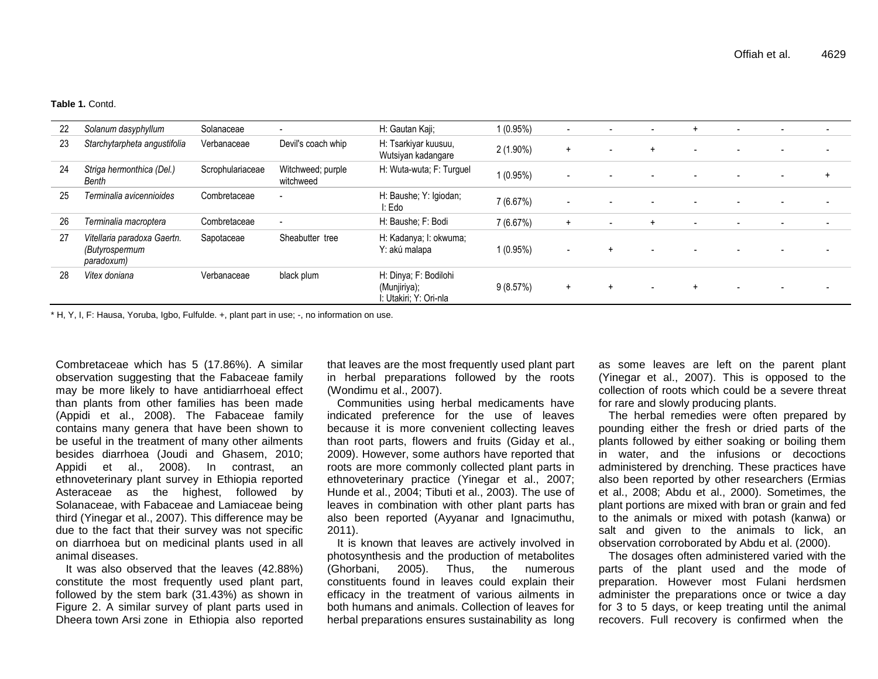**Table 1.** Contd.

| | | | | | | | | | | | | |
|---|---|---|---|---|---|---|---|---|---|---|---|---|
| 22 | *Solanum dasyphyllum* | Solanaceae | - | H: Gautan Kaji; | 1 (0.95%) | - | - | - | + | - | - | - |
| 23 | *Starchytarpheta angustifolia* | Verbanaceae | Devil's coach whip | H: Tsarkiyar kuusuu, Wutsiyan kadangare | 2 (1.90%) | + | - | + | - | - | - | - |
| 24 | *Striga hermonthica (Del.) Benth* | Scrophulariaceae | Witchweed; purple witchweed | H: Wuta-wuta; F: Turguel | 1 (0.95%) | - | - | - | - | - | - | + |
| 25 | *Terminalia avicennioides* | Combretaceae | - | H: Baushe; Y: Igiodan; I: Edo | 7 (6.67%) | - | - | - | - | - | - | - |
| 26 | *Terminalia macroptera* | Combretaceae | - | H: Baushe; F: Bodi | 7 (6.67%) | + | - | + | - | - | - | - |
| 27 | *Vitellaria paradoxa Gaertn. (Butyrospermum paradoxum)* | Sapotaceae | Sheabutter tree | H: Kadanya; I: okwuma; Y: akú malapa | 1 (0.95%) | - | + | - | - | - | - | - |
| 28 | *Vitex doniana* | Verbanaceae | black plum | H: Dinya; F: Bodilohi (Munjiriya); I: Utakiri; Y: Ori-nla | 9 (8.57%) | + | + | - | + | - | - | - |

\* H, Y, I, F: Hausa, Yoruba, Igbo, Fulfulde. +, plant part in use; -, no information on use.

Combretaceae which has 5 (17.86%). A similar observation suggesting that the Fabaceae family may be more likely to have antidiarrhoeal effect than plants from other families has been made (Appidi et al., 2008). The Fabaceae family contains many genera that have been shown to be useful in the treatment of many other ailments besides diarrhoea (Joudi and Ghasem, 2010; Appidi et al., 2008). In contrast, an ethnoveterinary plant survey in Ethiopia reported Asteraceae as the highest, followed by Solanaceae, with Fabaceae and Lamiaceae being third (Yinegar et al., 2007). This difference may be due to the fact that their survey was not specific on diarrhoea but on medicinal plants used in all animal diseases.

It was also observed that the leaves (42.88%) constitute the most frequently used plant part, followed by the stem bark (31.43%) as shown in Figure 2. A similar survey of plant parts used in Dheera town Arsi zone in Ethiopia also reported that leaves are the most frequently used plant part in herbal preparations followed by the roots (Wondimu et al., 2007).

Communities using herbal medicaments have indicated preference for the use of leaves because it is more convenient collecting leaves than root parts, flowers and fruits (Giday et al., 2009). However, some authors have reported that roots are more commonly collected plant parts in ethnoveterinary practice (Yinegar et al., 2007; Hunde et al., 2004; Tibuti et al., 2003). The use of leaves in combination with other plant parts has also been reported (Ayyanar and Ignacimuthu, 2011).

It is known that leaves are actively involved in photosynthesis and the production of metabolites (Ghorbani, 2005). Thus, the numerous constituents found in leaves could explain their efficacy in the treatment of various ailments in both humans and animals. Collection of leaves for herbal preparations ensures sustainability as long as some leaves are left on the parent plant (Yinegar et al., 2007). This is opposed to the collection of roots which could be a severe threat for rare and slowly producing plants.

The herbal remedies were often prepared by pounding either the fresh or dried parts of the plants followed by either soaking or boiling them in water, and the infusions or decoctions administered by drenching. These practices have also been reported by other researchers (Ermias et al., 2008; Abdu et al., 2000). Sometimes, the plant portions are mixed with bran or grain and fed to the animals or mixed with potash (kanwa) or salt and given to the animals to lick, an observation corroborated by Abdu et al. (2000).

The dosages often administered varied with the parts of the plant used and the mode of preparation. However most Fulani herdsmen administer the preparations once or twice a day for 3 to 5 days, or keep treating until the animal recovers. Full recovery is confirmed when the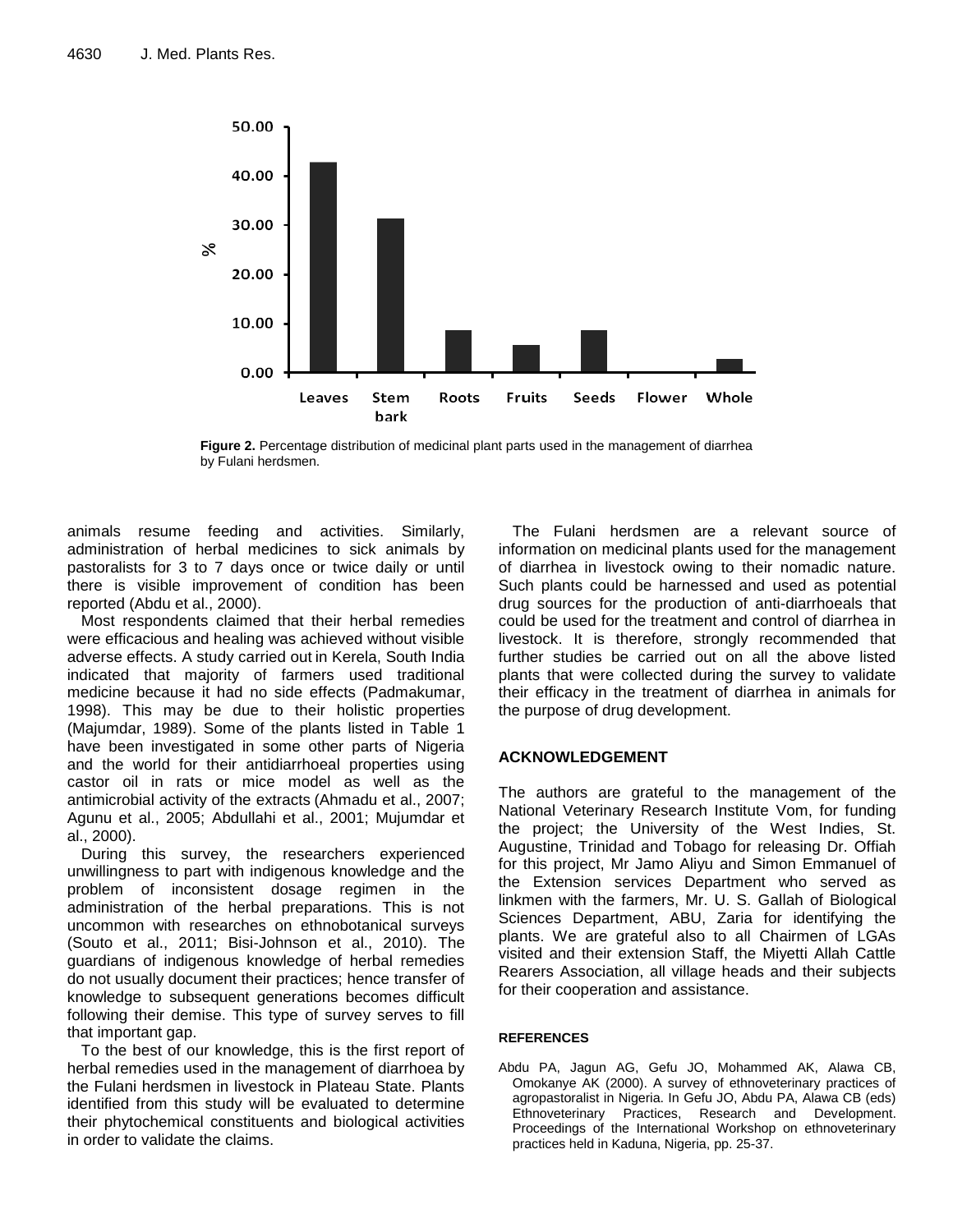Figure 2. Percentage distribution of medicinal plant parts used in the management of diarrhea by Fulani herdsmen.

animals resume feeding and activities. Similarly, administration of herbal medicines to sick animals by pastoralists for 3 to 7 days once or twice daily or until there is visible improvement of condition has been reported (Abdu et al., 2000).

Most respondents claimed that their herbal remedies were efficacious and healing was achieved without visible adverse effects. A study carried out in Kerela, South India indicated that majority of farmers used traditional medicine because it had no side effects (Padmakumar, 1998). This may be due to their holistic properties (Majumdar, 1989). Some of the plants listed in Table 1 have been investigated in some other parts of Nigeria and the world for their antidiarrhoeal properties using castor oil in rats or mice model as well as the antimicrobial activity of the extracts (Ahmadu et al., 2007; Agunu et al., 2005; Abdullahi et al., 2001; Mujumdar et al., 2000).

During this survey, the researchers experienced unwillingness to part with indigenous knowledge and the problem of inconsistent dosage regimen in the administration of the herbal preparations. This is not uncommon with researches on ethnobotanical surveys (Souto et al., 2011; Bisi-Johnson et al., 2010). The guardians of indigenous knowledge of herbal remedies do not usually document their practices; hence transfer of knowledge to subsequent generations becomes difficult following their demise. This type of survey serves to fill that important gap.

To the best of our knowledge, this is the first report of herbal remedies used in the management of diarrhoea by the Fulani herdsmen in livestock in Plateau State. Plants identified from this study will be evaluated to determine their phytochemical constituents and biological activities in order to validate the claims.

The Fulani herdsmen are a relevant source of information on medicinal plants used for the management of diarrhea in livestock owing to their nomadic nature. Such plants could be harnessed and used as potential drug sources for the production of anti-diarrhoeals that could be used for the treatment and control of diarrhea in livestock. It is therefore, strongly recommended that further studies be carried out on all the above listed plants that were collected during the survey to validate their efficacy in the treatment of diarrhea in animals for the purpose of drug development.

## ACKNOWLEDGEMENT

The authors are grateful to the management of the National Veterinary Research Institute Vom, for funding the project; the University of the West Indies, St. Augustine, Trinidad and Tobago for releasing Dr. Offiah for this project, Mr Jamo Aliyu and Simon Emmanuel of the Extension services Department who served as linkmen with the farmers, Mr. U. S. Gallah of Biological Sciences Department, ABU, Zaria for identifying the plants. We are grateful also to all Chairmen of LGAs visited and their extension Staff, the Miyetti Allah Cattle Rearers Association, all village heads and their subjects for their cooperation and assistance.

### REFERENCES

Abdu PA, Jagun AG, Gefu JO, Mohammed AK, Alawa CB, Omokanye AK (2000). A survey of ethnoveterinary practices of agropastoralist in Nigeria. In Gefu JO, Abdu PA, Alawa CB (eds) Ethnoveterinary Practices, Research and Development. Proceedings of the International Workshop on ethnoveterinary practices held in Kaduna, Nigeria, pp. 25-37.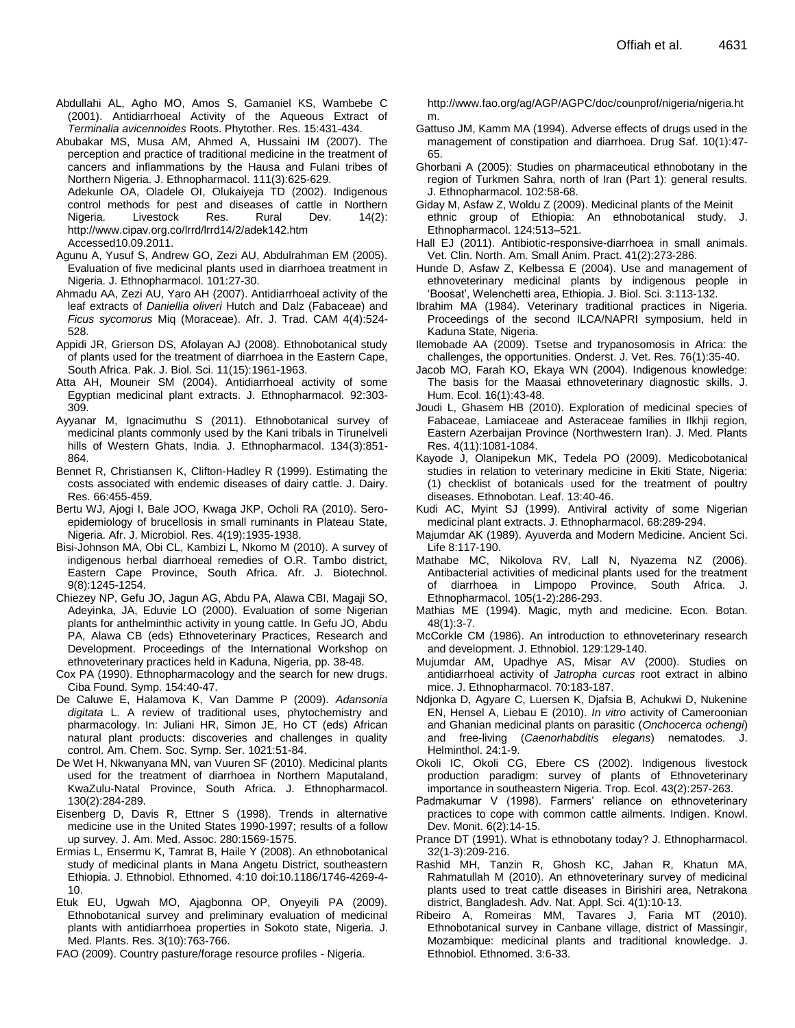Abdullahi AL, Agho MO, Amos S, Gamaniel KS, Wambebe C (2001). Antidiarrhoeal Activity of the Aqueous Extract of *Terminalia avicennoides* Roots. Phytother. Res. 15:431-434.

Abubakar MS, Musa AM, Ahmed A, Hussaini IM (2007). The perception and practice of traditional medicine in the treatment of cancers and inflammations by the Hausa and Fulani tribes of Northern Nigeria. J. Ethnopharmacol. 111(3):625-629.

Adekunle OA, Oladele OI, Olukaiyeja TD (2002). Indigenous control methods for pest and diseases of cattle in Northern Nigeria. Livestock Res. Rural Dev. 14(2): http://www.cipav.org.co/lrrd/lrrd14/2/adek142.htm Accessed10.09.2011.

Agunu A, Yusuf S, Andrew GO, Zezi AU, Abdulrahman EM (2005). Evaluation of five medicinal plants used in diarrhoea treatment in Nigeria. J. Ethnopharmacol. 101:27-30.

Ahmadu AA, Zezi AU, Yaro AH (2007). Antidiarrhoeal activity of the leaf extracts of *Daniellia oliveri* Hutch and Dalz (Fabaceae) and *Ficus sycomorus* Miq (Moraceae). Afr. J. Trad. CAM 4(4):524-528.

Appidi JR, Grierson DS, Afolayan AJ (2008). Ethnobotanical study of plants used for the treatment of diarrhoea in the Eastern Cape, South Africa. Pak. J. Biol. Sci. 11(15):1961-1963.

Atta AH, Mouneir SM (2004). Antidiarrhoeal activity of some Egyptian medicinal plant extracts. J. Ethnopharmacol. 92:303-309.

Ayyanar M, Ignacimuthu S (2011). Ethnobotanical survey of medicinal plants commonly used by the Kani tribals in Tirunelveli hills of Western Ghats, India. J. Ethnopharmacol. 134(3):851-864.

Bennet R, Christiansen K, Clifton-Hadley R (1999). Estimating the costs associated with endemic diseases of dairy cattle. J. Dairy. Res. 66:455-459.

Bertu WJ, Ajogi I, Bale JOO, Kwaga JKP, Ocholi RA (2010). Sero-epidemiology of brucellosis in small ruminants in Plateau State, Nigeria. Afr. J. Microbiol. Res. 4(19):1935-1938.

Bisi-Johnson MA, Obi CL, Kambizi L, Nkomo M (2010). A survey of indigenous herbal diarrhoeal remedies of O.R. Tambo district, Eastern Cape Province, South Africa. Afr. J. Biotechnol. 9(8):1245-1254.

Chiezey NP, Gefu JO, Jagun AG, Abdu PA, Alawa CBI, Magaji SO, Adeyinka, JA, Eduvie LO (2000). Evaluation of some Nigerian plants for anthelminthic activity in young cattle. In Gefu JO, Abdu PA, Alawa CB (eds) Ethnoveterinary Practices, Research and Development. Proceedings of the International Workshop on ethnoveterinary practices held in Kaduna, Nigeria, pp. 38-48.

Cox PA (1990). Ethnopharmacology and the search for new drugs. Ciba Found. Symp. 154:40-47.

De Caluwe E, Halamova K, Van Damme P (2009). *Adansonia digitata* L. A review of traditional uses, phytochemistry and pharmacology. In: Juliani HR, Simon JE, Ho CT (eds) African natural plant products: discoveries and challenges in quality control. Am. Chem. Soc. Symp. Ser. 1021:51-84.

De Wet H, Nkwanyana MN, van Vuuren SF (2010). Medicinal plants used for the treatment of diarrhoea in Northern Maputaland, KwaZulu-Natal Province, South Africa. J. Ethnopharmacol. 130(2):284-289.

Eisenberg D, Davis R, Ettner S (1998). Trends in alternative medicine use in the United States 1990-1997; results of a follow up survey. J. Am. Med. Assoc. 280:1569-1575.

Ermias L, Ensermu K, Tamrat B, Haile Y (2008). An ethnobotanical study of medicinal plants in Mana Angetu District, southeastern Ethiopia. J. Ethnobiol. Ethnomed. 4:10 doi:10.1186/1746-4269-4-10.

Etuk EU, Ugwah MO, Ajagbonna OP, Onyeyili PA (2009). Ethnobotanical survey and preliminary evaluation of medicinal plants with antidiarrhoea properties in Sokoto state, Nigeria. J. Med. Plants. Res. 3(10):763-766.

FAO (2009). Country pasture/forage resource profiles - Nigeria. http://www.fao.org/ag/AGP/AGPC/doc/counprof/nigeria/nigeria.htm.

Gattuso JM, Kamm MA (1994). Adverse effects of drugs used in the management of constipation and diarrhoea. Drug Saf. 10(1):47-65.

Ghorbani A (2005): Studies on pharmaceutical ethnobotany in the region of Turkmen Sahra, north of Iran (Part 1): general results. J. Ethnopharmacol. 102:58-68.

Giday M, Asfaw Z, Woldu Z (2009). Medicinal plants of the Meinit ethnic group of Ethiopia: An ethnobotanical study. J. Ethnopharmacol. 124:513–521.

Hall EJ (2011). Antibiotic-responsive-diarrhoea in small animals. Vet. Clin. North. Am. Small Anim. Pract. 41(2):273-286.

Hunde D, Asfaw Z, Kelbessa E (2004). Use and management of ethnoveterinary medicinal plants by indigenous people in 'Boosat', Welenchetti area, Ethiopia. J. Biol. Sci. 3:113-132.

Ibrahim MA (1984). Veterinary traditional practices in Nigeria. Proceedings of the second ILCA/NAPRI symposium, held in Kaduna State, Nigeria.

Ilemobade AA (2009). Tsetse and trypanosomosis in Africa: the challenges, the opportunities. Onderst. J. Vet. Res. 76(1):35-40.

Jacob MO, Farah KO, Ekaya WN (2004). Indigenous knowledge: The basis for the Maasai ethnoveterinary diagnostic skills. J. Hum. Ecol. 16(1):43-48.

Joudi L, Ghasem HB (2010). Exploration of medicinal species of Fabaceae, Lamiaceae and Asteraceae families in Ilkhji region, Eastern Azerbaijan Province (Northwestern Iran). J. Med. Plants Res. 4(11):1081-1084.

Kayode J, Olanipekun MK, Tedela PO (2009). Medicobotanical studies in relation to veterinary medicine in Ekiti State, Nigeria: (1) checklist of botanicals used for the treatment of poultry diseases. Ethnobotan. Leaf. 13:40-46.

Kudi AC, Myint SJ (1999). Antiviral activity of some Nigerian medicinal plant extracts. J. Ethnopharmacol. 68:289-294.

Majumdar AK (1989). Ayuverda and Modern Medicine. Ancient Sci. Life 8:117-190.

Mathabe MC, Nikolova RV, Lall N, Nyazema NZ (2006). Antibacterial activities of medicinal plants used for the treatment of diarrhoea in Limpopo Province, South Africa. J. Ethnopharmacol. 105(1-2):286-293.

Mathias ME (1994). Magic, myth and medicine. Econ. Botan. 48(1):3-7.

McCorkle CM (1986). An introduction to ethnoveterinary research and development. J. Ethnobiol. 129:129-140.

Mujumdar AM, Upadhye AS, Misar AV (2000). Studies on antidiarrhoeal activity of *Jatropha curcas* root extract in albino mice. J. Ethnopharmacol. 70:183-187.

Ndjonka D, Agyare C, Luersen K, Djafsia B, Achukwi D, Nukenine EN, Hensel A, Liebau E (2010). *In vitro* activity of Cameroonian and Ghanian medicinal plants on parasitic (*Onchocerca ochengi*) and free-living (*Caenorhabditis elegans*) nematodes. J. Helminthol. 24:1-9.

Okoli IC, Okoli CG, Ebere CS (2002). Indigenous livestock production paradigm: survey of plants of Ethnoveterinary importance in southeastern Nigeria. Trop. Ecol. 43(2):257-263.

Padmakumar V (1998). Farmers' reliance on ethnoveterinary practices to cope with common cattle ailments. Indigen. Knowl. Dev. Monit. 6(2):14-15.

Prance DT (1991). What is ethnobotany today? J. Ethnopharmacol. 32(1-3):209-216.

Rashid MH, Tanzin R, Ghosh KC, Jahan R, Khatun MA, Rahmatullah M (2010). An ethnoveterinary survey of medicinal plants used to treat cattle diseases in Birishiri area, Netrakona district, Bangladesh. Adv. Nat. Appl. Sci. 4(1):10-13.

Ribeiro A, Romeiras MM, Tavares J, Faria MT (2010). Ethnobotanical survey in Canbane village, district of Massingir, Mozambique: medicinal plants and traditional knowledge. J. Ethnobiol. Ethnomed. 3:6-33.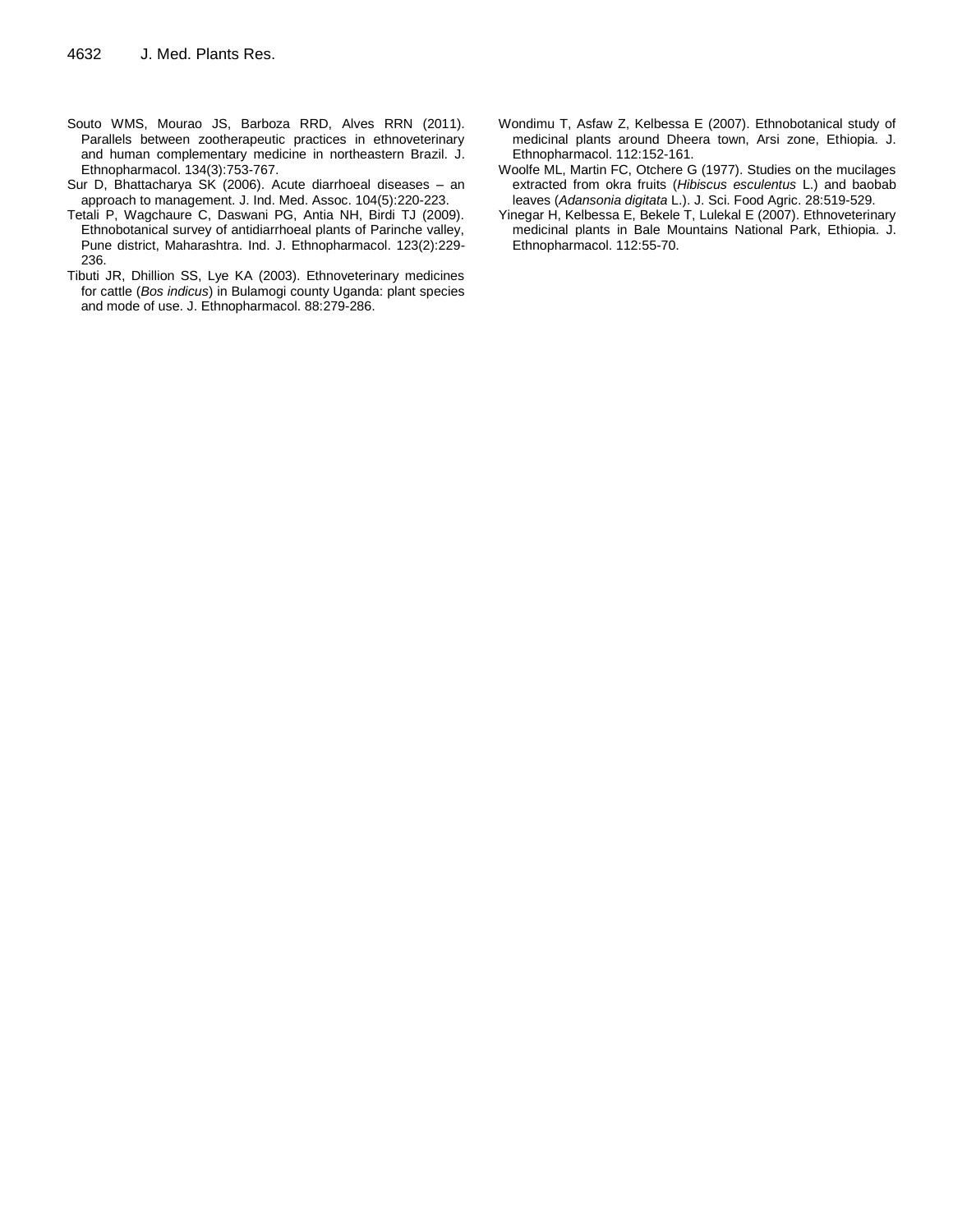Souto WMS, Mourao JS, Barboza RRD, Alves RRN (2011). Parallels between zootherapeutic practices in ethnoveterinary and human complementary medicine in northeastern Brazil. J. Ethnopharmacol. 134(3):753-767.

Sur D, Bhattacharya SK (2006). Acute diarrhoeal diseases – an approach to management. J. Ind. Med. Assoc. 104(5):220-223.

Tetali P, Wagchaure C, Daswani PG, Antia NH, Birdi TJ (2009). Ethnobotanical survey of antidiarrhoeal plants of Parinche valley, Pune district, Maharashtra. Ind. J. Ethnopharmacol. 123(2):229-236.

Tibuti JR, Dhillion SS, Lye KA (2003). Ethnoveterinary medicines for cattle (*Bos indicus*) in Bulamogi county Uganda: plant species and mode of use. J. Ethnopharmacol. 88:279-286.

Wondimu T, Asfaw Z, Kelbessa E (2007). Ethnobotanical study of medicinal plants around Dheera town, Arsi zone, Ethiopia. J. Ethnopharmacol. 112:152-161.

Woolfe ML, Martin FC, Otchere G (1977). Studies on the mucilages extracted from okra fruits (*Hibiscus esculentus* L.) and baobab leaves (*Adansonia digitata* L.). J. Sci. Food Agric. 28:519-529.

Yinegar H, Kelbessa E, Bekele T, Lulekal E (2007). Ethnoveterinary medicinal plants in Bale Mountains National Park, Ethiopia. J. Ethnopharmacol. 112:55-70.